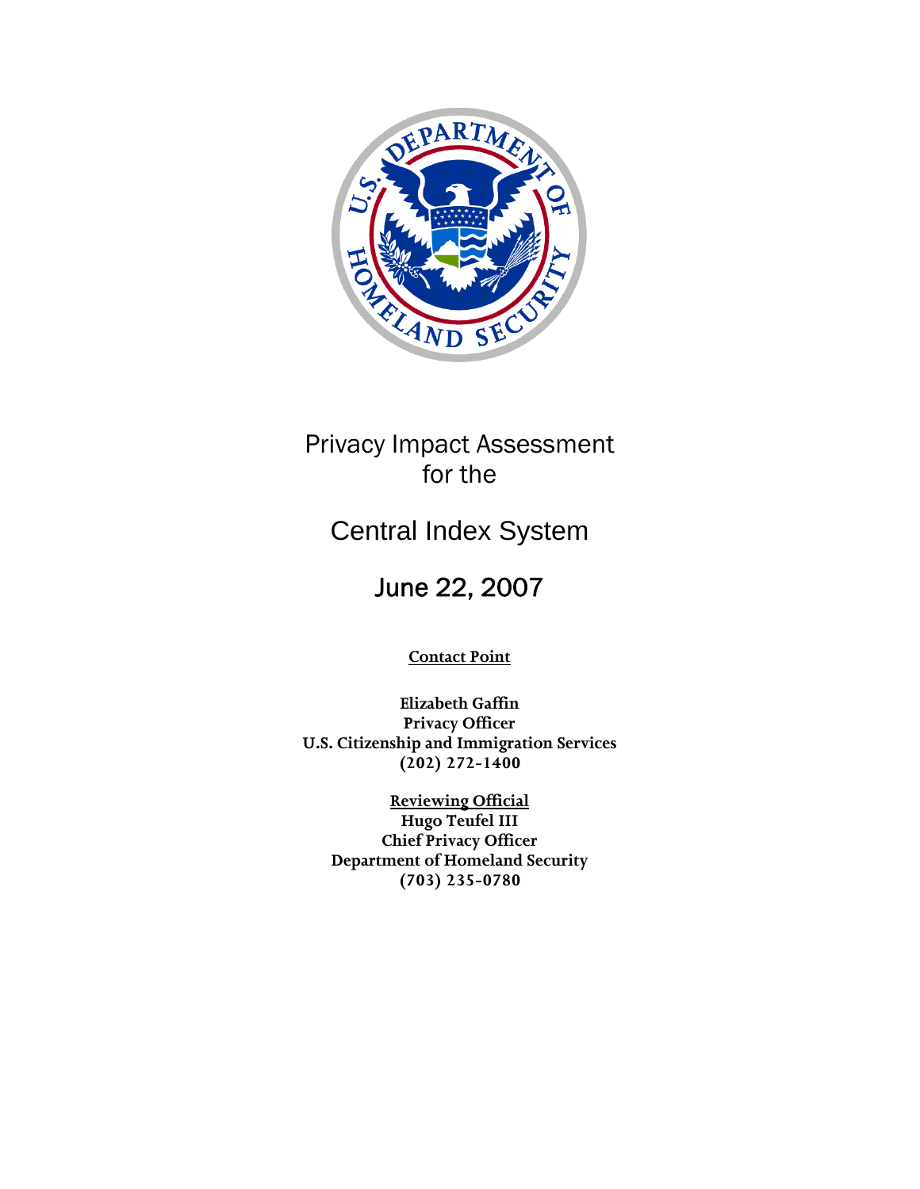# Privacy Impact Assessment for the

# Central Index System

## June 22, 2007

**Contact Point**

**Elizabeth Gaffin**
**Privacy Officer**
**U.S. Citizenship and Immigration Services**
**(202) 272-1400**

**Reviewing Official**
**Hugo Teufel III**
**Chief Privacy Officer**
**Department of Homeland Security**
**(703) 235-0780**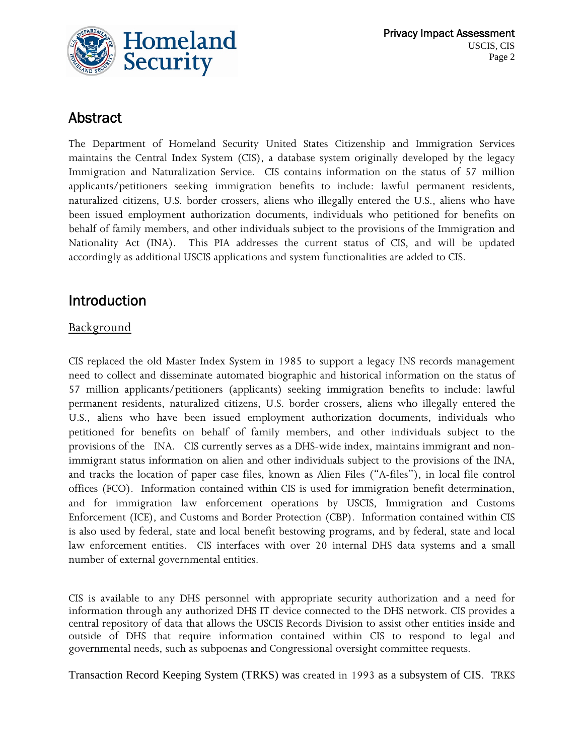## Abstract

The Department of Homeland Security United States Citizenship and Immigration Services maintains the Central Index System (CIS), a database system originally developed by the legacy Immigration and Naturalization Service. CIS contains information on the status of 57 million applicants/petitioners seeking immigration benefits to include: lawful permanent residents, naturalized citizens, U.S. border crossers, aliens who illegally entered the U.S., aliens who have been issued employment authorization documents, individuals who petitioned for benefits on behalf of family members, and other individuals subject to the provisions of the Immigration and Nationality Act (INA). This PIA addresses the current status of CIS, and will be updated accordingly as additional USCIS applications and system functionalities are added to CIS.

## Introduction

### Background

CIS replaced the old Master Index System in 1985 to support a legacy INS records management need to collect and disseminate automated biographic and historical information on the status of 57 million applicants/petitioners (applicants) seeking immigration benefits to include: lawful permanent residents, naturalized citizens, U.S. border crossers, aliens who illegally entered the U.S., aliens who have been issued employment authorization documents, individuals who petitioned for benefits on behalf of family members, and other individuals subject to the provisions of the INA. CIS currently serves as a DHS-wide index, maintains immigrant and non-immigrant status information on alien and other individuals subject to the provisions of the INA, and tracks the location of paper case files, known as Alien Files ("A-files"), in local file control offices (FCO). Information contained within CIS is used for immigration benefit determination, and for immigration law enforcement operations by USCIS, Immigration and Customs Enforcement (ICE), and Customs and Border Protection (CBP). Information contained within CIS is also used by federal, state and local benefit bestowing programs, and by federal, state and local law enforcement entities. CIS interfaces with over 20 internal DHS data systems and a small number of external governmental entities.

CIS is available to any DHS personnel with appropriate security authorization and a need for information through any authorized DHS IT device connected to the DHS network. CIS provides a central repository of data that allows the USCIS Records Division to assist other entities inside and outside of DHS that require information contained within CIS to respond to legal and governmental needs, such as subpoenas and Congressional oversight committee requests.

Transaction Record Keeping System (TRKS) was created in 1993 as a subsystem of CIS. TRKS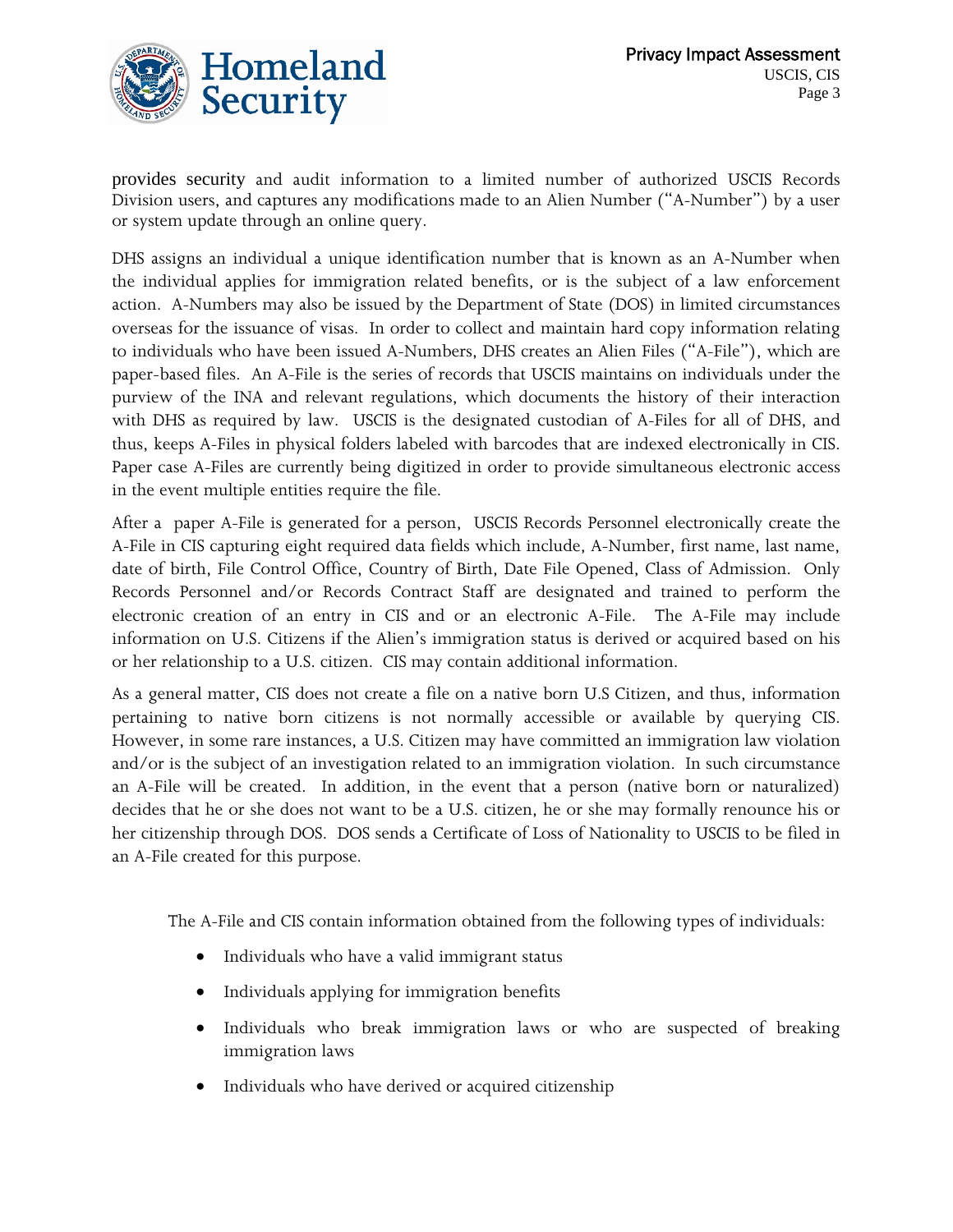provides security and audit information to a limited number of authorized USCIS Records Division users, and captures any modifications made to an Alien Number ("A-Number") by a user or system update through an online query.

DHS assigns an individual a unique identification number that is known as an A-Number when the individual applies for immigration related benefits, or is the subject of a law enforcement action. A-Numbers may also be issued by the Department of State (DOS) in limited circumstances overseas for the issuance of visas. In order to collect and maintain hard copy information relating to individuals who have been issued A-Numbers, DHS creates an Alien Files ("A-File"), which are paper-based files. An A-File is the series of records that USCIS maintains on individuals under the purview of the INA and relevant regulations, which documents the history of their interaction with DHS as required by law. USCIS is the designated custodian of A-Files for all of DHS, and thus, keeps A-Files in physical folders labeled with barcodes that are indexed electronically in CIS. Paper case A-Files are currently being digitized in order to provide simultaneous electronic access in the event multiple entities require the file.

After a paper A-File is generated for a person, USCIS Records Personnel electronically create the A-File in CIS capturing eight required data fields which include, A-Number, first name, last name, date of birth, File Control Office, Country of Birth, Date File Opened, Class of Admission. Only Records Personnel and/or Records Contract Staff are designated and trained to perform the electronic creation of an entry in CIS and or an electronic A-File. The A-File may include information on U.S. Citizens if the Alien's immigration status is derived or acquired based on his or her relationship to a U.S. citizen. CIS may contain additional information.

As a general matter, CIS does not create a file on a native born U.S Citizen, and thus, information pertaining to native born citizens is not normally accessible or available by querying CIS. However, in some rare instances, a U.S. Citizen may have committed an immigration law violation and/or is the subject of an investigation related to an immigration violation. In such circumstance an A-File will be created. In addition, in the event that a person (native born or naturalized) decides that he or she does not want to be a U.S. citizen, he or she may formally renounce his or her citizenship through DOS. DOS sends a Certificate of Loss of Nationality to USCIS to be filed in an A-File created for this purpose.

The A-File and CIS contain information obtained from the following types of individuals:

- Individuals who have a valid immigrant status
- Individuals applying for immigration benefits
- Individuals who break immigration laws or who are suspected of breaking immigration laws
- Individuals who have derived or acquired citizenship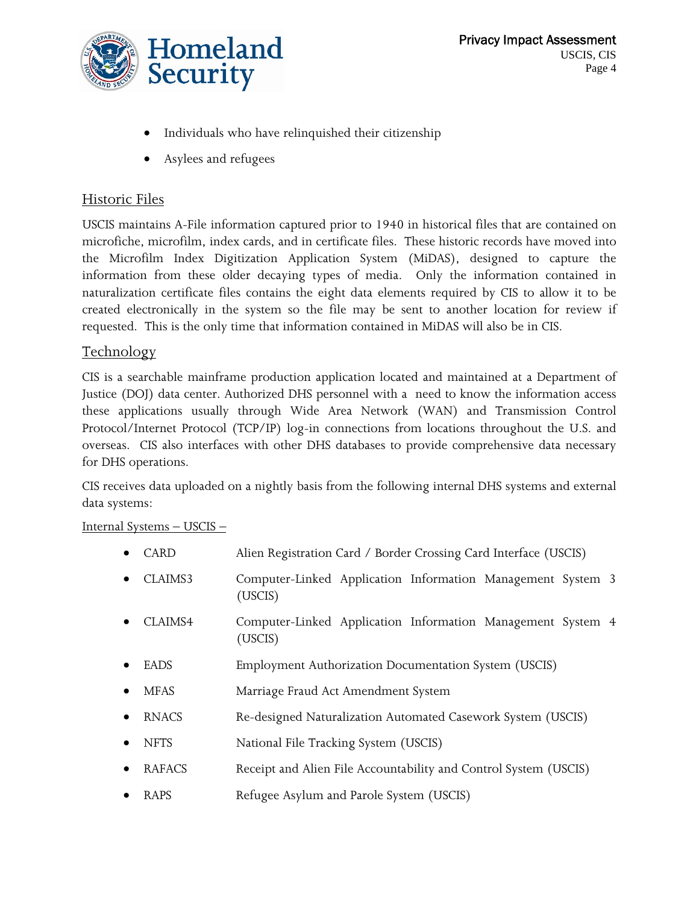- Individuals who have relinquished their citizenship
- Asylees and refugees

## Historic Files

USCIS maintains A-File information captured prior to 1940 in historical files that are contained on microfiche, microfilm, index cards, and in certificate files. These historic records have moved into the Microfilm Index Digitization Application System (MiDAS), designed to capture the information from these older decaying types of media. Only the information contained in naturalization certificate files contains the eight data elements required by CIS to allow it to be created electronically in the system so the file may be sent to another location for review if requested. This is the only time that information contained in MiDAS will also be in CIS.

## Technology

CIS is a searchable mainframe production application located and maintained at a Department of Justice (DOJ) data center. Authorized DHS personnel with a need to know the information access these applications usually through Wide Area Network (WAN) and Transmission Control Protocol/Internet Protocol (TCP/IP) log-in connections from locations throughout the U.S. and overseas. CIS also interfaces with other DHS databases to provide comprehensive data necessary for DHS operations.

CIS receives data uploaded on a nightly basis from the following internal DHS systems and external data systems:

Internal Systems – USCIS –

- CARD Alien Registration Card / Border Crossing Card Interface (USCIS)
- CLAIMS3 Computer-Linked Application Information Management System 3 (USCIS)
- CLAIMS4 Computer-Linked Application Information Management System 4 (USCIS)
- EADS Employment Authorization Documentation System (USCIS)
- MFAS Marriage Fraud Act Amendment System
- RNACS Re-designed Naturalization Automated Casework System (USCIS)
- NFTS National File Tracking System (USCIS)
- RAFACS Receipt and Alien File Accountability and Control System (USCIS)
- RAPS Refugee Asylum and Parole System (USCIS)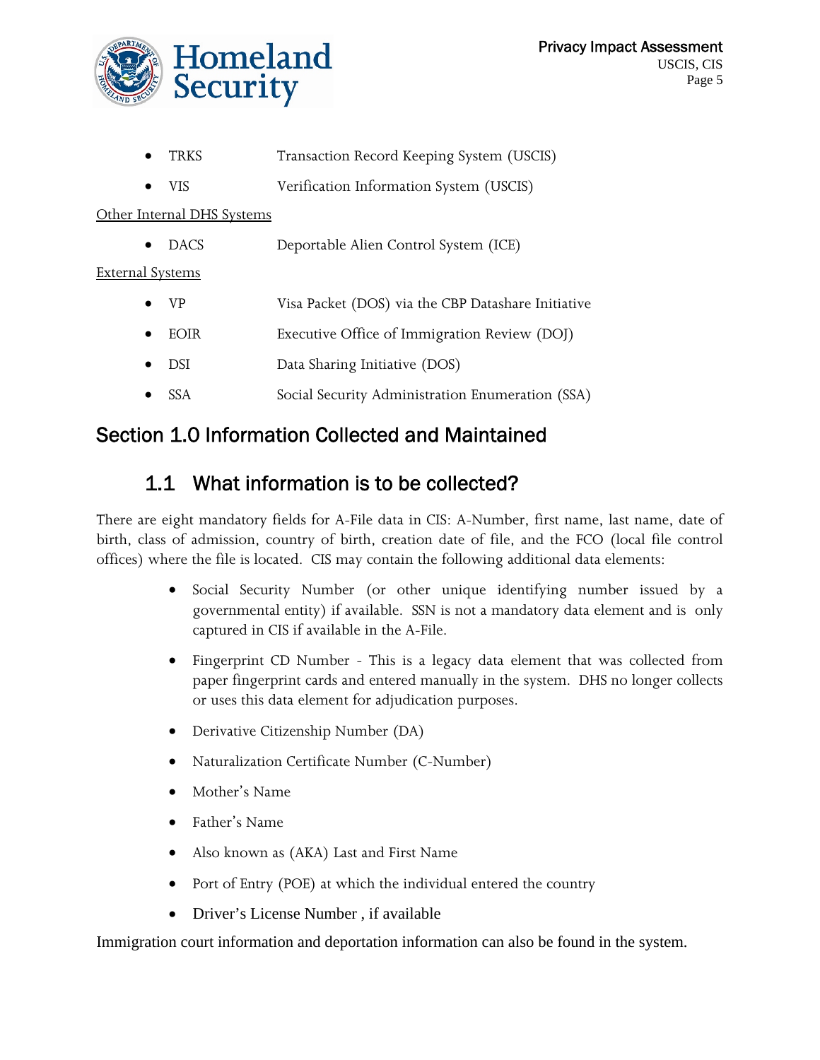- TRKS Transaction Record Keeping System (USCIS)
- VIS Verification Information System (USCIS)

Other Internal DHS Systems

- DACS Deportable Alien Control System (ICE)

External Systems

- VP Visa Packet (DOS) via the CBP Datashare Initiative
- EOIR Executive Office of Immigration Review (DOJ)
- DSI Data Sharing Initiative (DOS)
- SSA Social Security Administration Enumeration (SSA)

# Section 1.0 Information Collected and Maintained

## 1.1 What information is to be collected?

There are eight mandatory fields for A-File data in CIS: A-Number, first name, last name, date of birth, class of admission, country of birth, creation date of file, and the FCO (local file control offices) where the file is located. CIS may contain the following additional data elements:

- Social Security Number (or other unique identifying number issued by a governmental entity) if available. SSN is not a mandatory data element and is only captured in CIS if available in the A-File.
- Fingerprint CD Number - This is a legacy data element that was collected from paper fingerprint cards and entered manually in the system. DHS no longer collects or uses this data element for adjudication purposes.
- Derivative Citizenship Number (DA)
- Naturalization Certificate Number (C-Number)
- Mother's Name
- Father's Name
- Also known as (AKA) Last and First Name
- Port of Entry (POE) at which the individual entered the country
- Driver's License Number , if available

Immigration court information and deportation information can also be found in the system.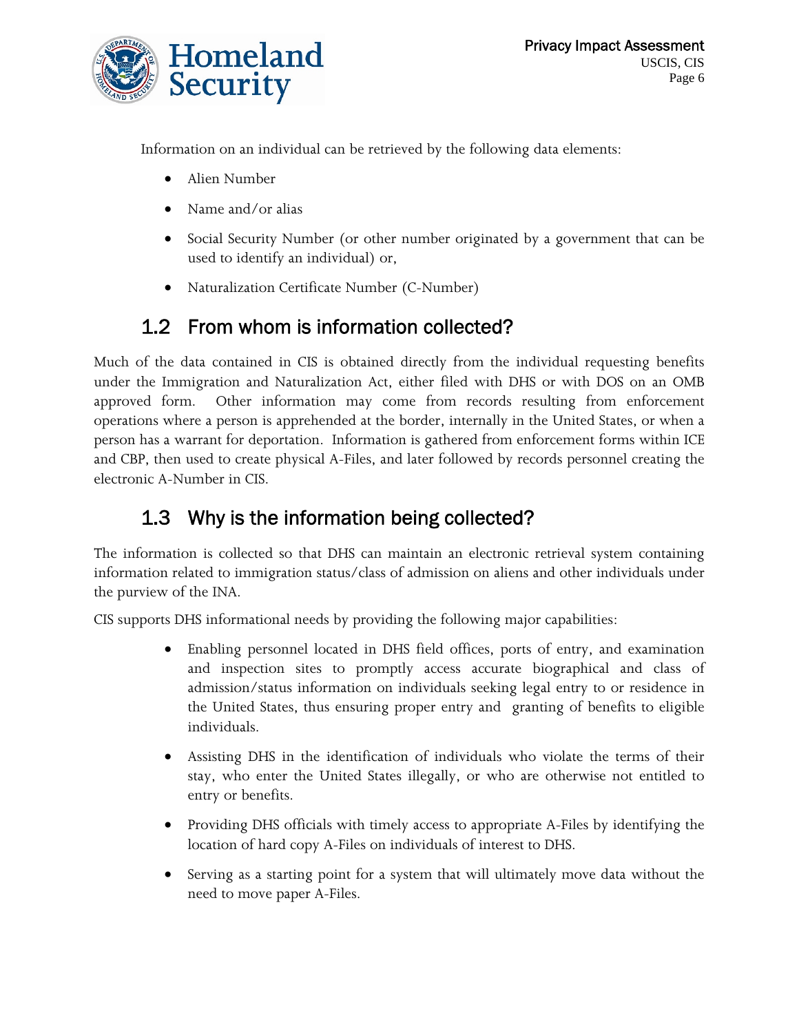Information on an individual can be retrieved by the following data elements:

- Alien Number
- Name and/or alias
- Social Security Number (or other number originated by a government that can be used to identify an individual) or,
- Naturalization Certificate Number (C-Number)

## 1.2 From whom is information collected?

Much of the data contained in CIS is obtained directly from the individual requesting benefits under the Immigration and Naturalization Act, either filed with DHS or with DOS on an OMB approved form. Other information may come from records resulting from enforcement operations where a person is apprehended at the border, internally in the United States, or when a person has a warrant for deportation. Information is gathered from enforcement forms within ICE and CBP, then used to create physical A-Files, and later followed by records personnel creating the electronic A-Number in CIS.

## 1.3 Why is the information being collected?

The information is collected so that DHS can maintain an electronic retrieval system containing information related to immigration status/class of admission on aliens and other individuals under the purview of the INA.

CIS supports DHS informational needs by providing the following major capabilities:

- Enabling personnel located in DHS field offices, ports of entry, and examination and inspection sites to promptly access accurate biographical and class of admission/status information on individuals seeking legal entry to or residence in the United States, thus ensuring proper entry and granting of benefits to eligible individuals.
- Assisting DHS in the identification of individuals who violate the terms of their stay, who enter the United States illegally, or who are otherwise not entitled to entry or benefits.
- Providing DHS officials with timely access to appropriate A-Files by identifying the location of hard copy A-Files on individuals of interest to DHS.
- Serving as a starting point for a system that will ultimately move data without the need to move paper A-Files.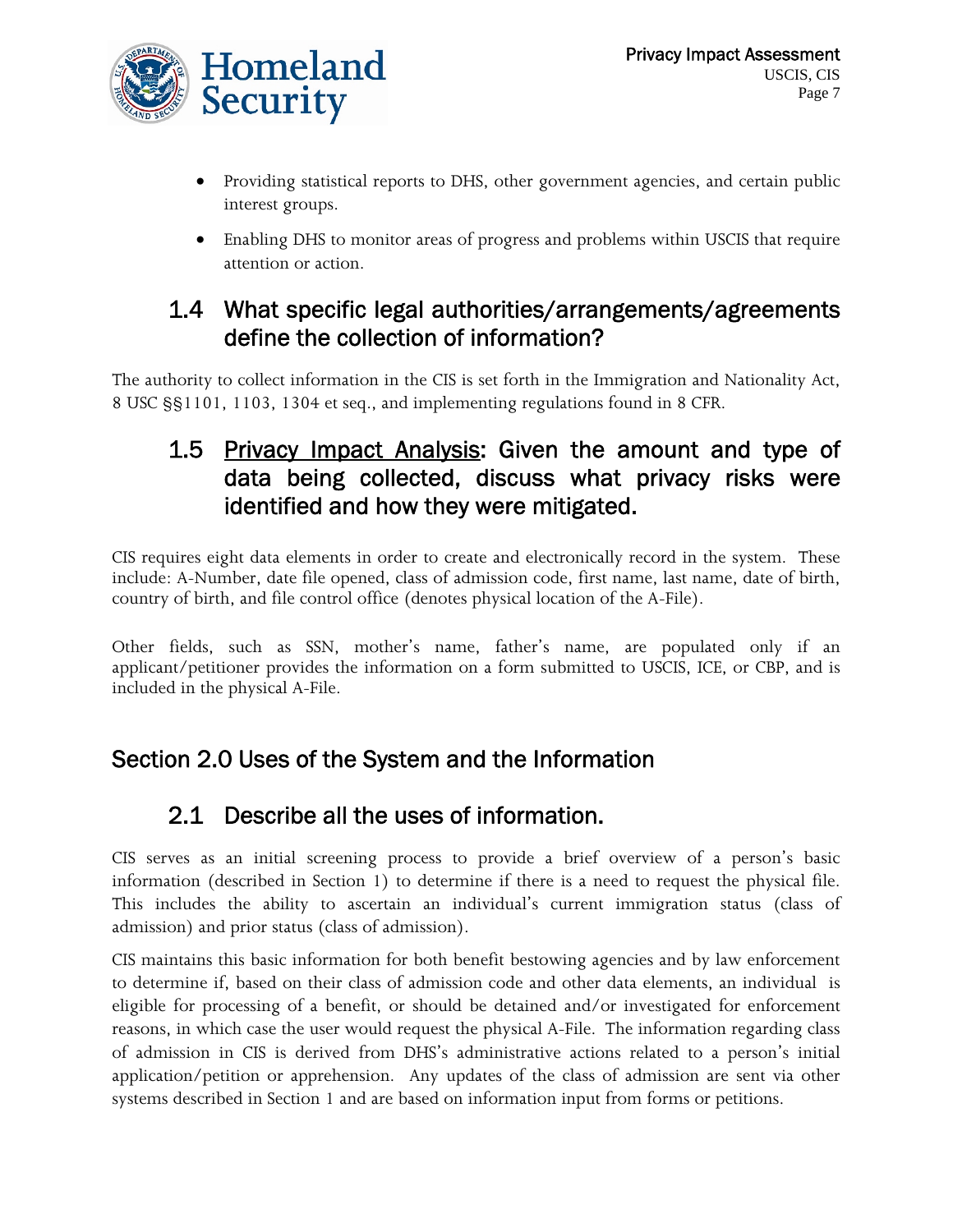- Providing statistical reports to DHS, other government agencies, and certain public interest groups.
- Enabling DHS to monitor areas of progress and problems within USCIS that require attention or action.

### 1.4 What specific legal authorities/arrangements/agreements define the collection of information?

The authority to collect information in the CIS is set forth in the Immigration and Nationality Act, 8 USC §§1101, 1103, 1304 et seq., and implementing regulations found in 8 CFR.

### 1.5 Privacy Impact Analysis: Given the amount and type of data being collected, discuss what privacy risks were identified and how they were mitigated.

CIS requires eight data elements in order to create and electronically record in the system. These include: A-Number, date file opened, class of admission code, first name, last name, date of birth, country of birth, and file control office (denotes physical location of the A-File).

Other fields, such as SSN, mother's name, father's name, are populated only if an applicant/petitioner provides the information on a form submitted to USCIS, ICE, or CBP, and is included in the physical A-File.

## Section 2.0 Uses of the System and the Information

### 2.1 Describe all the uses of information.

CIS serves as an initial screening process to provide a brief overview of a person's basic information (described in Section 1) to determine if there is a need to request the physical file. This includes the ability to ascertain an individual's current immigration status (class of admission) and prior status (class of admission).

CIS maintains this basic information for both benefit bestowing agencies and by law enforcement to determine if, based on their class of admission code and other data elements, an individual is eligible for processing of a benefit, or should be detained and/or investigated for enforcement reasons, in which case the user would request the physical A-File. The information regarding class of admission in CIS is derived from DHS's administrative actions related to a person's initial application/petition or apprehension. Any updates of the class of admission are sent via other systems described in Section 1 and are based on information input from forms or petitions.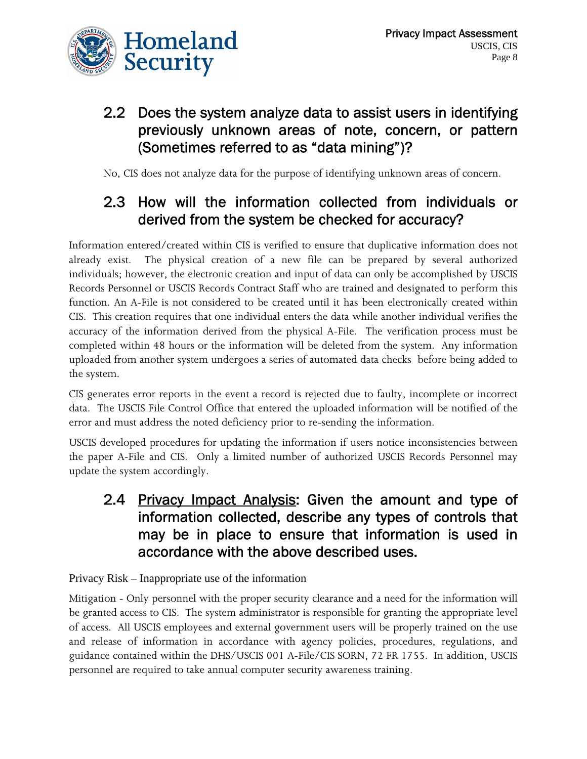## 2.2 Does the system analyze data to assist users in identifying previously unknown areas of note, concern, or pattern (Sometimes referred to as "data mining")?

No, CIS does not analyze data for the purpose of identifying unknown areas of concern.

## 2.3 How will the information collected from individuals or derived from the system be checked for accuracy?

Information entered/created within CIS is verified to ensure that duplicative information does not already exist. The physical creation of a new file can be prepared by several authorized individuals; however, the electronic creation and input of data can only be accomplished by USCIS Records Personnel or USCIS Records Contract Staff who are trained and designated to perform this function. An A-File is not considered to be created until it has been electronically created within CIS. This creation requires that one individual enters the data while another individual verifies the accuracy of the information derived from the physical A-File. The verification process must be completed within 48 hours or the information will be deleted from the system. Any information uploaded from another system undergoes a series of automated data checks before being added to the system.

CIS generates error reports in the event a record is rejected due to faulty, incomplete or incorrect data. The USCIS File Control Office that entered the uploaded information will be notified of the error and must address the noted deficiency prior to re-sending the information.

USCIS developed procedures for updating the information if users notice inconsistencies between the paper A-File and CIS. Only a limited number of authorized USCIS Records Personnel may update the system accordingly.

## 2.4 <u>Privacy Impact Analysis</u>: Given the amount and type of information collected, describe any types of controls that may be in place to ensure that information is used in accordance with the above described uses.

Privacy Risk – Inappropriate use of the information

Mitigation - Only personnel with the proper security clearance and a need for the information will be granted access to CIS. The system administrator is responsible for granting the appropriate level of access. All USCIS employees and external government users will be properly trained on the use and release of information in accordance with agency policies, procedures, regulations, and guidance contained within the DHS/USCIS 001 A-File/CIS SORN, 72 FR 1755. In addition, USCIS personnel are required to take annual computer security awareness training.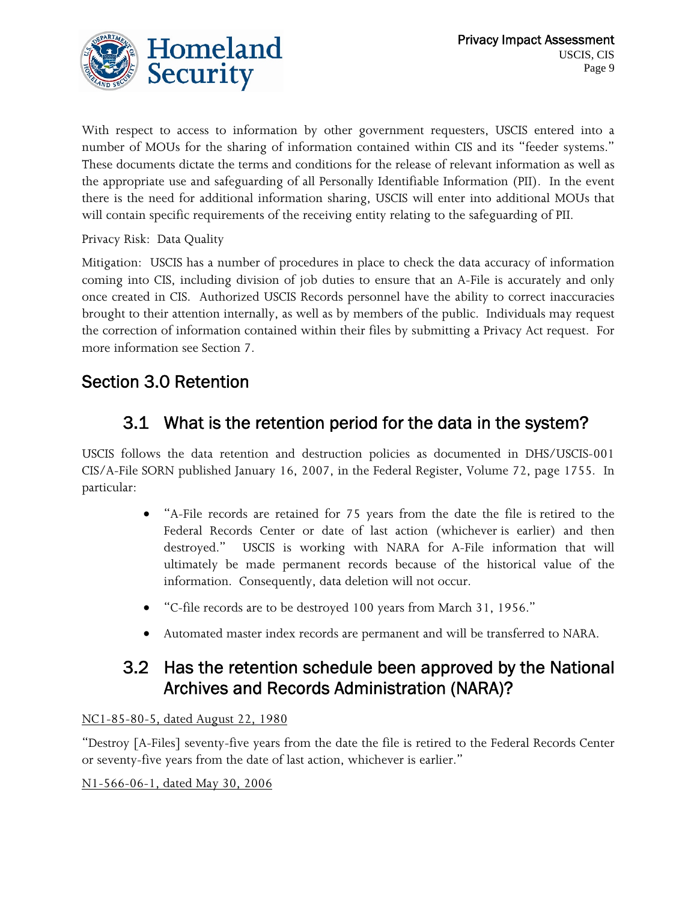With respect to access to information by other government requesters, USCIS entered into a number of MOUs for the sharing of information contained within CIS and its "feeder systems." These documents dictate the terms and conditions for the release of relevant information as well as the appropriate use and safeguarding of all Personally Identifiable Information (PII). In the event there is the need for additional information sharing, USCIS will enter into additional MOUs that will contain specific requirements of the receiving entity relating to the safeguarding of PII.

Privacy Risk: Data Quality

Mitigation: USCIS has a number of procedures in place to check the data accuracy of information coming into CIS, including division of job duties to ensure that an A-File is accurately and only once created in CIS. Authorized USCIS Records personnel have the ability to correct inaccuracies brought to their attention internally, as well as by members of the public. Individuals may request the correction of information contained within their files by submitting a Privacy Act request. For more information see Section 7.

## Section 3.0 Retention

### 3.1 What is the retention period for the data in the system?

USCIS follows the data retention and destruction policies as documented in DHS/USCIS-001 CIS/A-File SORN published January 16, 2007, in the Federal Register, Volume 72, page 1755. In particular:

- "A-File records are retained for 75 years from the date the file is retired to the Federal Records Center or date of last action (whichever is earlier) and then destroyed." USCIS is working with NARA for A-File information that will ultimately be made permanent records because of the historical value of the information. Consequently, data deletion will not occur.
- "C-file records are to be destroyed 100 years from March 31, 1956."
- Automated master index records are permanent and will be transferred to NARA.

### 3.2 Has the retention schedule been approved by the National Archives and Records Administration (NARA)?

<u>NC1-85-80-5, dated August 22, 1980</u>

"Destroy [A-Files] seventy-five years from the date the file is retired to the Federal Records Center or seventy-five years from the date of last action, whichever is earlier."

<u>N1-566-06-1, dated May 30, 2006</u>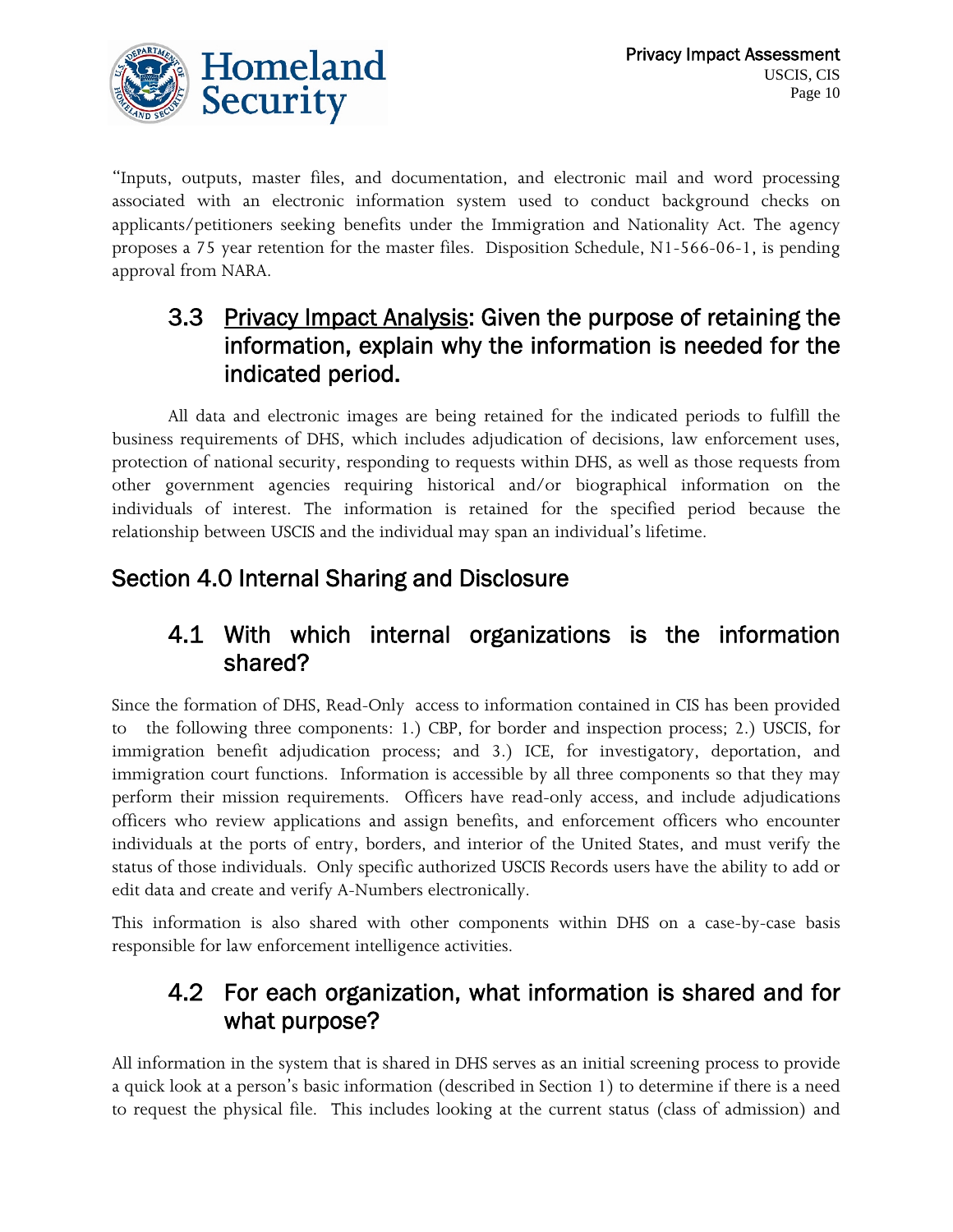"Inputs, outputs, master files, and documentation, and electronic mail and word processing associated with an electronic information system used to conduct background checks on applicants/petitioners seeking benefits under the Immigration and Nationality Act. The agency proposes a 75 year retention for the master files. Disposition Schedule, N1-566-06-1, is pending approval from NARA.

### 3.3 Privacy Impact Analysis: Given the purpose of retaining the information, explain why the information is needed for the indicated period.

All data and electronic images are being retained for the indicated periods to fulfill the business requirements of DHS, which includes adjudication of decisions, law enforcement uses, protection of national security, responding to requests within DHS, as well as those requests from other government agencies requiring historical and/or biographical information on the individuals of interest. The information is retained for the specified period because the relationship between USCIS and the individual may span an individual's lifetime.

## Section 4.0 Internal Sharing and Disclosure

### 4.1 With which internal organizations is the information shared?

Since the formation of DHS, Read-Only access to information contained in CIS has been provided to the following three components: 1.) CBP, for border and inspection process; 2.) USCIS, for immigration benefit adjudication process; and 3.) ICE, for investigatory, deportation, and immigration court functions. Information is accessible by all three components so that they may perform their mission requirements. Officers have read-only access, and include adjudications officers who review applications and assign benefits, and enforcement officers who encounter individuals at the ports of entry, borders, and interior of the United States, and must verify the status of those individuals. Only specific authorized USCIS Records users have the ability to add or edit data and create and verify A-Numbers electronically.

This information is also shared with other components within DHS on a case-by-case basis responsible for law enforcement intelligence activities.

### 4.2 For each organization, what information is shared and for what purpose?

All information in the system that is shared in DHS serves as an initial screening process to provide a quick look at a person's basic information (described in Section 1) to determine if there is a need to request the physical file. This includes looking at the current status (class of admission) and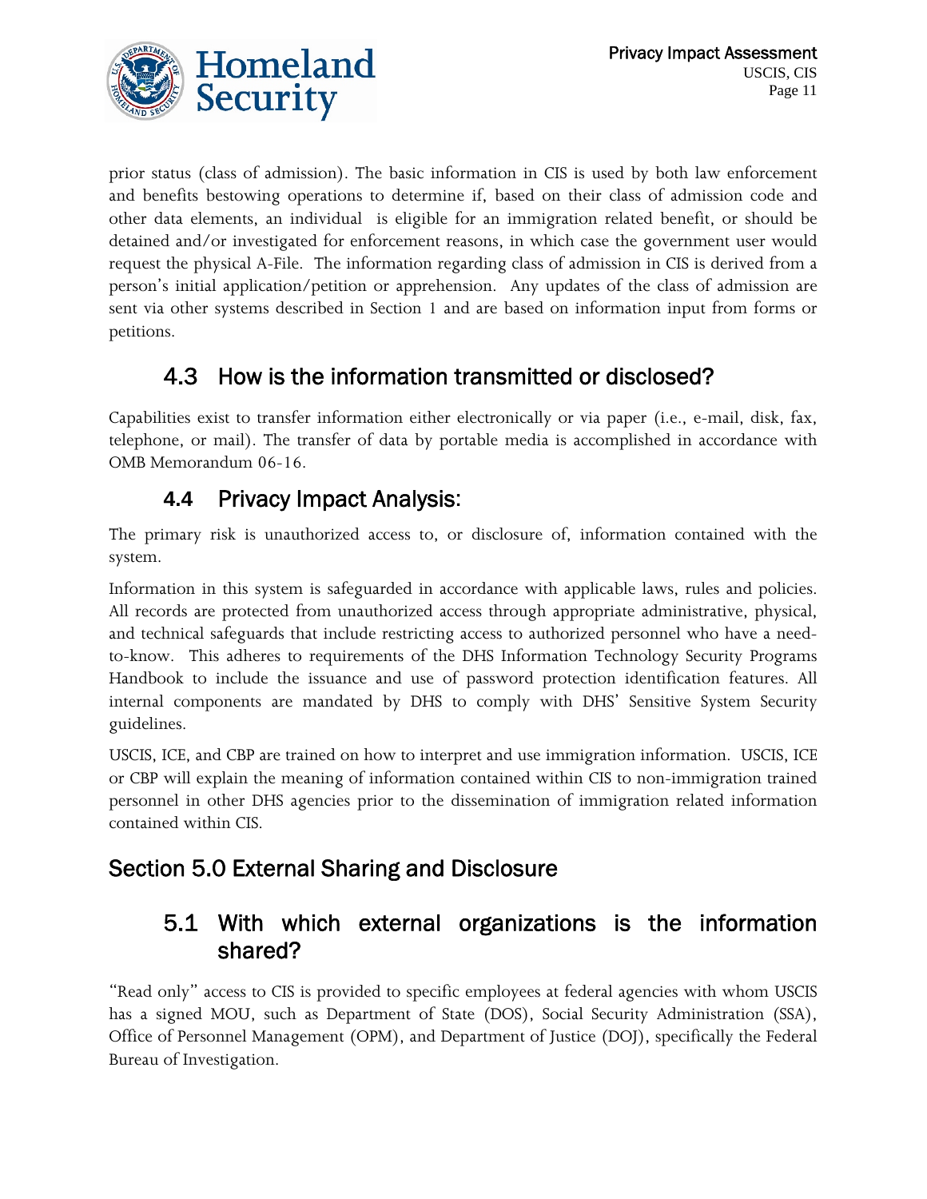prior status (class of admission). The basic information in CIS is used by both law enforcement and benefits bestowing operations to determine if, based on their class of admission code and other data elements, an individual is eligible for an immigration related benefit, or should be detained and/or investigated for enforcement reasons, in which case the government user would request the physical A-File. The information regarding class of admission in CIS is derived from a person's initial application/petition or apprehension. Any updates of the class of admission are sent via other systems described in Section 1 and are based on information input from forms or petitions.

### 4.3 How is the information transmitted or disclosed?

Capabilities exist to transfer information either electronically or via paper (i.e., e-mail, disk, fax, telephone, or mail). The transfer of data by portable media is accomplished in accordance with OMB Memorandum 06-16.

### 4.4 Privacy Impact Analysis:

The primary risk is unauthorized access to, or disclosure of, information contained with the system.

Information in this system is safeguarded in accordance with applicable laws, rules and policies. All records are protected from unauthorized access through appropriate administrative, physical, and technical safeguards that include restricting access to authorized personnel who have a need-to-know. This adheres to requirements of the DHS Information Technology Security Programs Handbook to include the issuance and use of password protection identification features. All internal components are mandated by DHS to comply with DHS' Sensitive System Security guidelines.

USCIS, ICE, and CBP are trained on how to interpret and use immigration information. USCIS, ICE or CBP will explain the meaning of information contained within CIS to non-immigration trained personnel in other DHS agencies prior to the dissemination of immigration related information contained within CIS.

## Section 5.0 External Sharing and Disclosure

### 5.1 With which external organizations is the information shared?

"Read only" access to CIS is provided to specific employees at federal agencies with whom USCIS has a signed MOU, such as Department of State (DOS), Social Security Administration (SSA), Office of Personnel Management (OPM), and Department of Justice (DOJ), specifically the Federal Bureau of Investigation.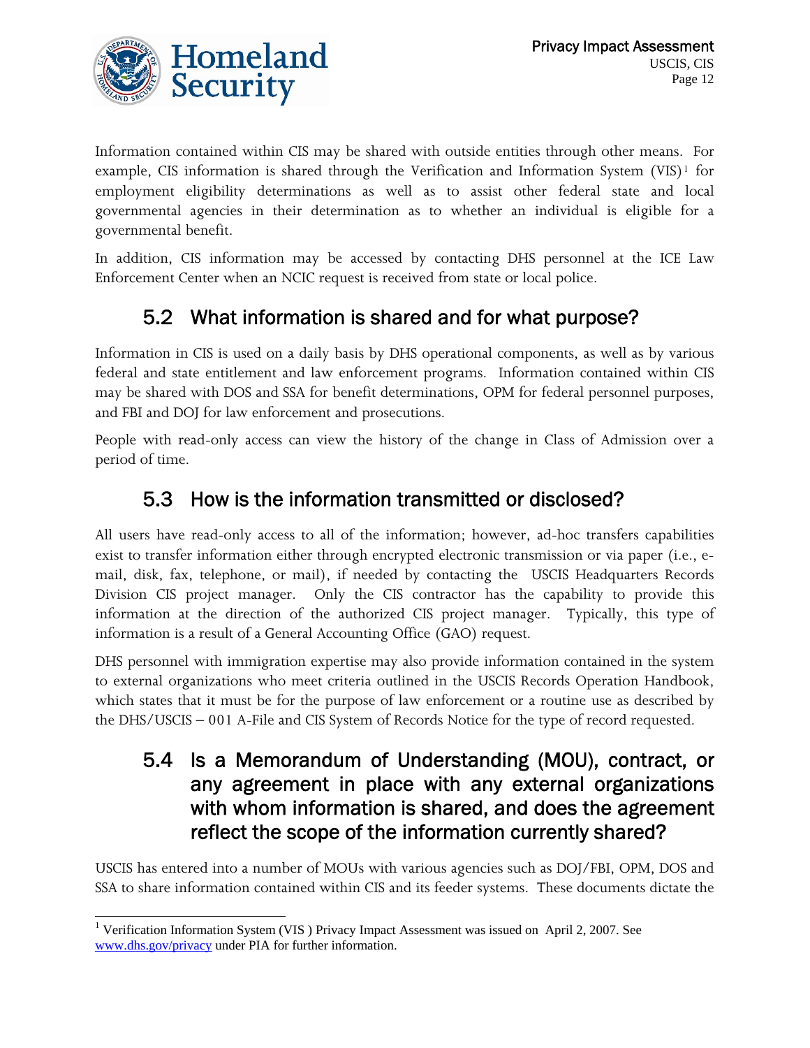Information contained within CIS may be shared with outside entities through other means. For example, CIS information is shared through the Verification and Information System (VIS)[1] for employment eligibility determinations as well as to assist other federal state and local governmental agencies in their determination as to whether an individual is eligible for a governmental benefit.

In addition, CIS information may be accessed by contacting DHS personnel at the ICE Law Enforcement Center when an NCIC request is received from state or local police.

## 5.2 What information is shared and for what purpose?

Information in CIS is used on a daily basis by DHS operational components, as well as by various federal and state entitlement and law enforcement programs. Information contained within CIS may be shared with DOS and SSA for benefit determinations, OPM for federal personnel purposes, and FBI and DOJ for law enforcement and prosecutions.

People with read-only access can view the history of the change in Class of Admission over a period of time.

## 5.3 How is the information transmitted or disclosed?

All users have read-only access to all of the information; however, ad-hoc transfers capabilities exist to transfer information either through encrypted electronic transmission or via paper (i.e., e-mail, disk, fax, telephone, or mail), if needed by contacting the USCIS Headquarters Records Division CIS project manager. Only the CIS contractor has the capability to provide this information at the direction of the authorized CIS project manager. Typically, this type of information is a result of a General Accounting Office (GAO) request.

DHS personnel with immigration expertise may also provide information contained in the system to external organizations who meet criteria outlined in the USCIS Records Operation Handbook, which states that it must be for the purpose of law enforcement or a routine use as described by the DHS/USCIS – 001 A-File and CIS System of Records Notice for the type of record requested.

## 5.4 Is a Memorandum of Understanding (MOU), contract, or any agreement in place with any external organizations with whom information is shared, and does the agreement reflect the scope of the information currently shared?

USCIS has entered into a number of MOUs with various agencies such as DOJ/FBI, OPM, DOS and SSA to share information contained within CIS and its feeder systems. These documents dictate the

---

[1] Verification Information System (VIS ) Privacy Impact Assessment was issued on April 2, 2007. See www.dhs.gov/privacy under PIA for further information.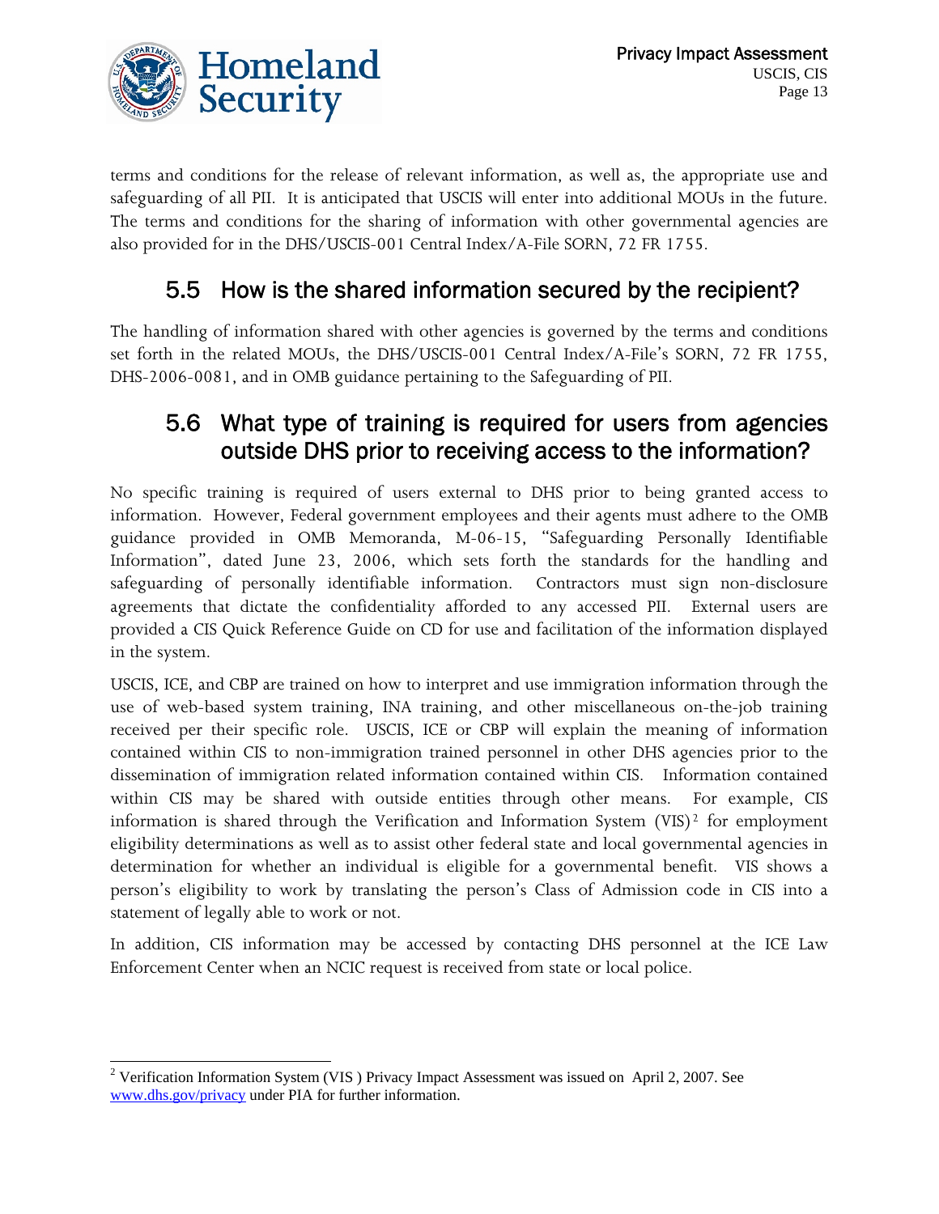terms and conditions for the release of relevant information, as well as, the appropriate use and safeguarding of all PII. It is anticipated that USCIS will enter into additional MOUs in the future. The terms and conditions for the sharing of information with other governmental agencies are also provided for in the DHS/USCIS-001 Central Index/A-File SORN, 72 FR 1755.

## 5.5 How is the shared information secured by the recipient?

The handling of information shared with other agencies is governed by the terms and conditions set forth in the related MOUs, the DHS/USCIS-001 Central Index/A-File's SORN, 72 FR 1755, DHS-2006-0081, and in OMB guidance pertaining to the Safeguarding of PII.

## 5.6 What type of training is required for users from agencies outside DHS prior to receiving access to the information?

No specific training is required of users external to DHS prior to being granted access to information. However, Federal government employees and their agents must adhere to the OMB guidance provided in OMB Memoranda, M-06-15, "Safeguarding Personally Identifiable Information", dated June 23, 2006, which sets forth the standards for the handling and safeguarding of personally identifiable information. Contractors must sign non-disclosure agreements that dictate the confidentiality afforded to any accessed PII. External users are provided a CIS Quick Reference Guide on CD for use and facilitation of the information displayed in the system.

USCIS, ICE, and CBP are trained on how to interpret and use immigration information through the use of web-based system training, INA training, and other miscellaneous on-the-job training received per their specific role. USCIS, ICE or CBP will explain the meaning of information contained within CIS to non-immigration trained personnel in other DHS agencies prior to the dissemination of immigration related information contained within CIS. Information contained within CIS may be shared with outside entities through other means. For example, CIS information is shared through the Verification and Information System (VIS)[2] for employment eligibility determinations as well as to assist other federal state and local governmental agencies in determination for whether an individual is eligible for a governmental benefit. VIS shows a person's eligibility to work by translating the person's Class of Admission code in CIS into a statement of legally able to work or not.

In addition, CIS information may be accessed by contacting DHS personnel at the ICE Law Enforcement Center when an NCIC request is received from state or local police.

---

[2] Verification Information System (VIS ) Privacy Impact Assessment was issued on April 2, 2007. See www.dhs.gov/privacy under PIA for further information.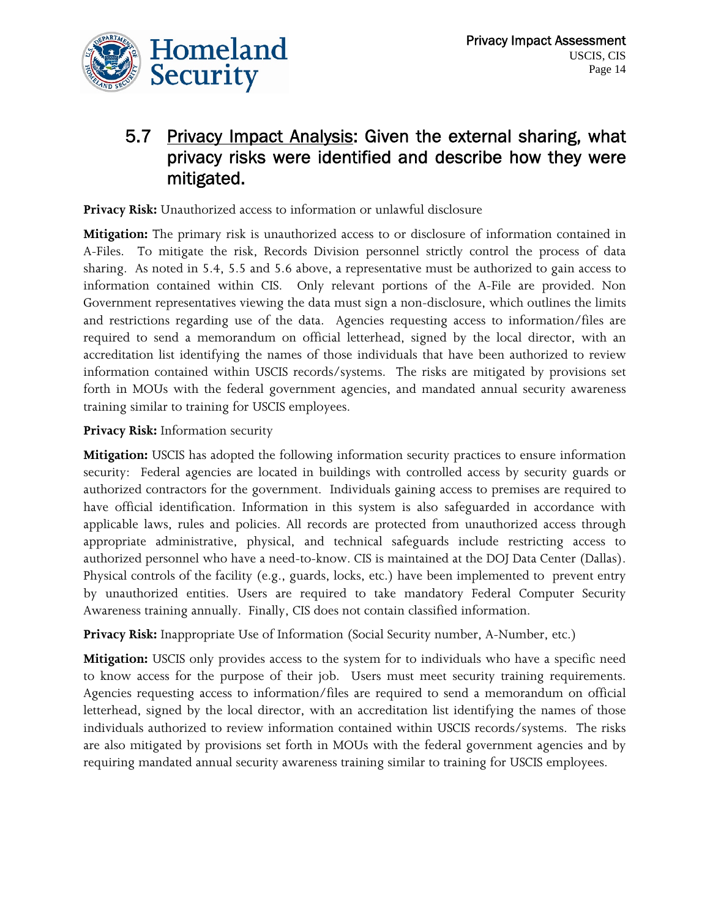## 5.7 Privacy Impact Analysis: Given the external sharing, what privacy risks were identified and describe how they were mitigated.

**Privacy Risk:** Unauthorized access to information or unlawful disclosure

**Mitigation:** The primary risk is unauthorized access to or disclosure of information contained in A-Files. To mitigate the risk, Records Division personnel strictly control the process of data sharing. As noted in 5.4, 5.5 and 5.6 above, a representative must be authorized to gain access to information contained within CIS. Only relevant portions of the A-File are provided. Non Government representatives viewing the data must sign a non-disclosure, which outlines the limits and restrictions regarding use of the data. Agencies requesting access to information/files are required to send a memorandum on official letterhead, signed by the local director, with an accreditation list identifying the names of those individuals that have been authorized to review information contained within USCIS records/systems. The risks are mitigated by provisions set forth in MOUs with the federal government agencies, and mandated annual security awareness training similar to training for USCIS employees.

**Privacy Risk:** Information security

**Mitigation:** USCIS has adopted the following information security practices to ensure information security: Federal agencies are located in buildings with controlled access by security guards or authorized contractors for the government. Individuals gaining access to premises are required to have official identification. Information in this system is also safeguarded in accordance with applicable laws, rules and policies. All records are protected from unauthorized access through appropriate administrative, physical, and technical safeguards include restricting access to authorized personnel who have a need-to-know. CIS is maintained at the DOJ Data Center (Dallas). Physical controls of the facility (e.g., guards, locks, etc.) have been implemented to prevent entry by unauthorized entities. Users are required to take mandatory Federal Computer Security Awareness training annually. Finally, CIS does not contain classified information.

**Privacy Risk:** Inappropriate Use of Information (Social Security number, A-Number, etc.)

**Mitigation:** USCIS only provides access to the system for to individuals who have a specific need to know access for the purpose of their job. Users must meet security training requirements. Agencies requesting access to information/files are required to send a memorandum on official letterhead, signed by the local director, with an accreditation list identifying the names of those individuals authorized to review information contained within USCIS records/systems. The risks are also mitigated by provisions set forth in MOUs with the federal government agencies and by requiring mandated annual security awareness training similar to training for USCIS employees.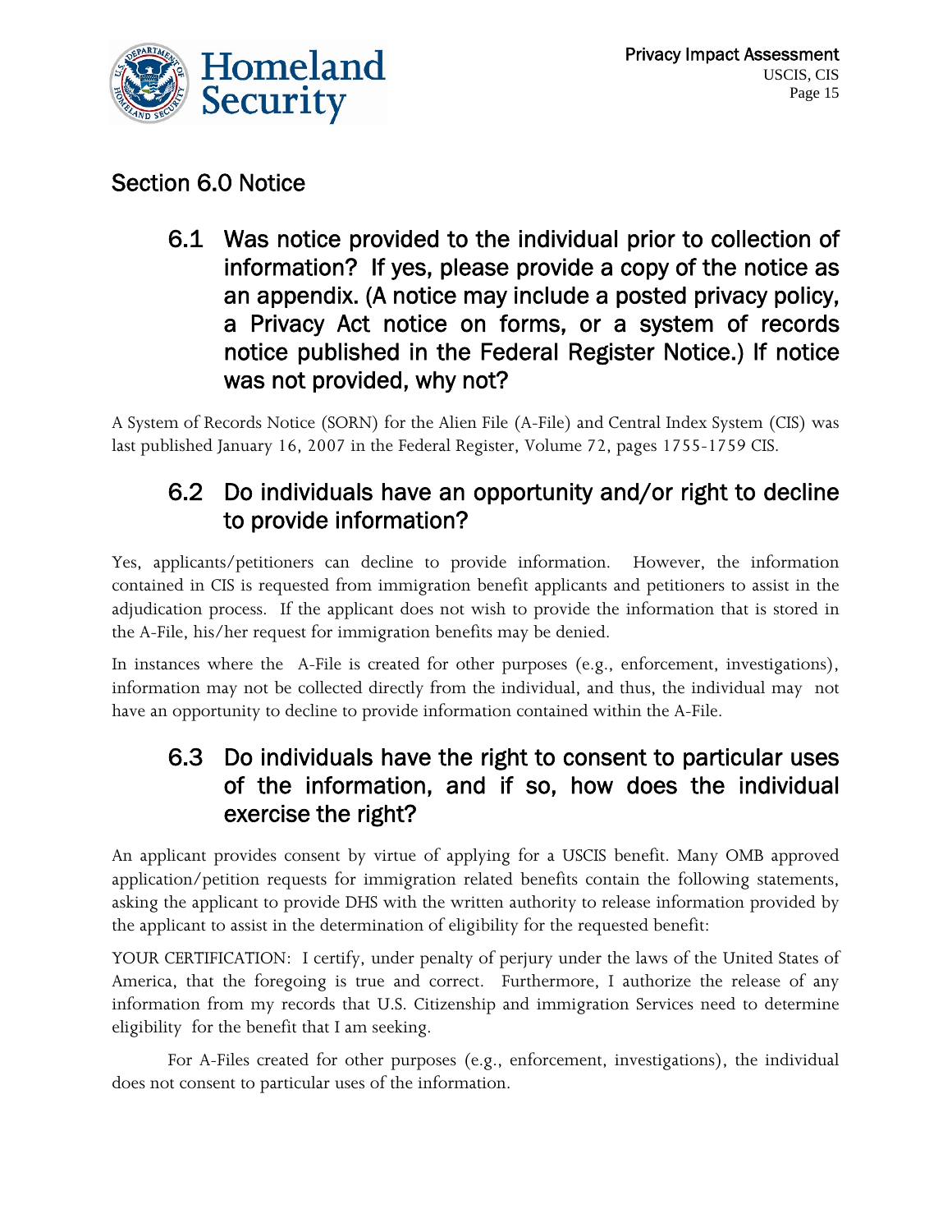## Section 6.0 Notice

### 6.1 Was notice provided to the individual prior to collection of information? If yes, please provide a copy of the notice as an appendix. (A notice may include a posted privacy policy, a Privacy Act notice on forms, or a system of records notice published in the Federal Register Notice.) If notice was not provided, why not?

A System of Records Notice (SORN) for the Alien File (A-File) and Central Index System (CIS) was last published January 16, 2007 in the Federal Register, Volume 72, pages 1755-1759 CIS.

### 6.2 Do individuals have an opportunity and/or right to decline to provide information?

Yes, applicants/petitioners can decline to provide information. However, the information contained in CIS is requested from immigration benefit applicants and petitioners to assist in the adjudication process. If the applicant does not wish to provide the information that is stored in the A-File, his/her request for immigration benefits may be denied.

In instances where the A-File is created for other purposes (e.g., enforcement, investigations), information may not be collected directly from the individual, and thus, the individual may not have an opportunity to decline to provide information contained within the A-File.

### 6.3 Do individuals have the right to consent to particular uses of the information, and if so, how does the individual exercise the right?

An applicant provides consent by virtue of applying for a USCIS benefit. Many OMB approved application/petition requests for immigration related benefits contain the following statements, asking the applicant to provide DHS with the written authority to release information provided by the applicant to assist in the determination of eligibility for the requested benefit:

YOUR CERTIFICATION: I certify, under penalty of perjury under the laws of the United States of America, that the foregoing is true and correct. Furthermore, I authorize the release of any information from my records that U.S. Citizenship and immigration Services need to determine eligibility for the benefit that I am seeking.

For A-Files created for other purposes (e.g., enforcement, investigations), the individual does not consent to particular uses of the information.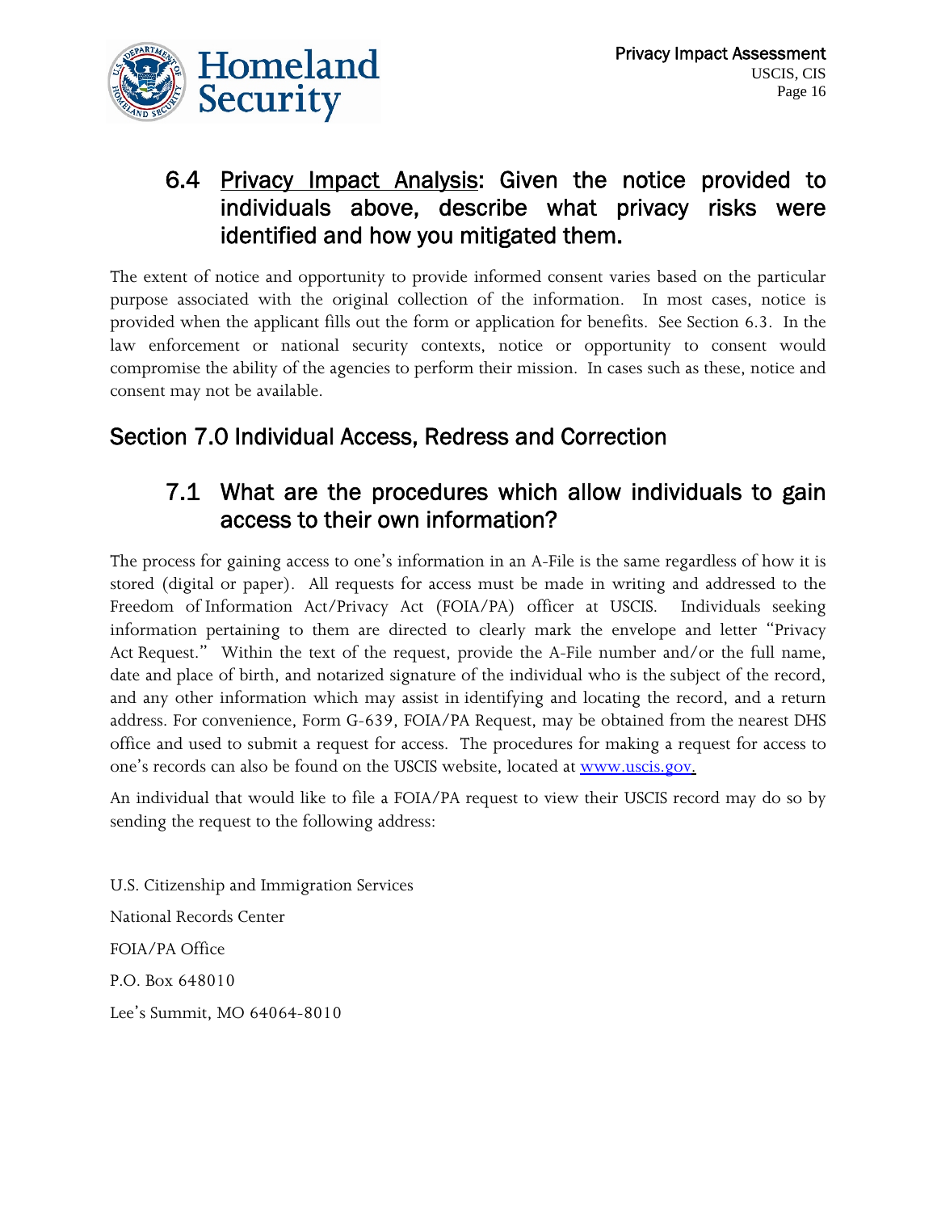### 6.4 Privacy Impact Analysis: Given the notice provided to individuals above, describe what privacy risks were identified and how you mitigated them.

The extent of notice and opportunity to provide informed consent varies based on the particular purpose associated with the original collection of the information. In most cases, notice is provided when the applicant fills out the form or application for benefits. See Section 6.3. In the law enforcement or national security contexts, notice or opportunity to consent would compromise the ability of the agencies to perform their mission. In cases such as these, notice and consent may not be available.

## Section 7.0 Individual Access, Redress and Correction

### 7.1 What are the procedures which allow individuals to gain access to their own information?

The process for gaining access to one's information in an A-File is the same regardless of how it is stored (digital or paper). All requests for access must be made in writing and addressed to the Freedom of Information Act/Privacy Act (FOIA/PA) officer at USCIS. Individuals seeking information pertaining to them are directed to clearly mark the envelope and letter "Privacy Act Request." Within the text of the request, provide the A-File number and/or the full name, date and place of birth, and notarized signature of the individual who is the subject of the record, and any other information which may assist in identifying and locating the record, and a return address. For convenience, Form G-639, FOIA/PA Request, may be obtained from the nearest DHS office and used to submit a request for access. The procedures for making a request for access to one's records can also be found on the USCIS website, located at [www.uscis.gov.](http://www.uscis.gov)

An individual that would like to file a FOIA/PA request to view their USCIS record may do so by sending the request to the following address:

U.S. Citizenship and Immigration Services

National Records Center

FOIA/PA Office

P.O. Box 648010

Lee's Summit, MO 64064-8010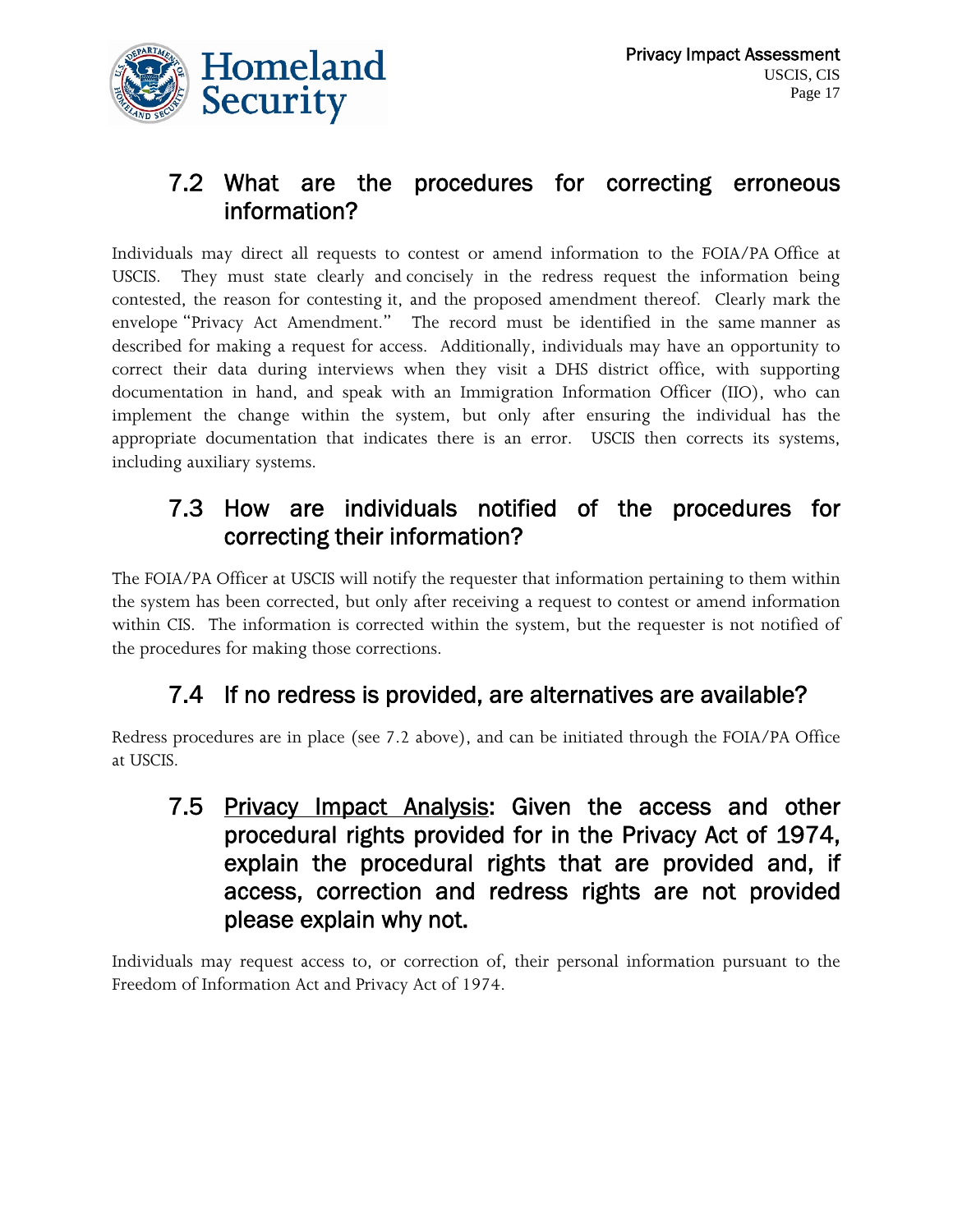## 7.2 What are the procedures for correcting erroneous information?

Individuals may direct all requests to contest or amend information to the FOIA/PA Office at USCIS. They must state clearly and concisely in the redress request the information being contested, the reason for contesting it, and the proposed amendment thereof. Clearly mark the envelope "Privacy Act Amendment." The record must be identified in the same manner as described for making a request for access. Additionally, individuals may have an opportunity to correct their data during interviews when they visit a DHS district office, with supporting documentation in hand, and speak with an Immigration Information Officer (IIO), who can implement the change within the system, but only after ensuring the individual has the appropriate documentation that indicates there is an error. USCIS then corrects its systems, including auxiliary systems.

## 7.3 How are individuals notified of the procedures for correcting their information?

The FOIA/PA Officer at USCIS will notify the requester that information pertaining to them within the system has been corrected, but only after receiving a request to contest or amend information within CIS. The information is corrected within the system, but the requester is not notified of the procedures for making those corrections.

## 7.4 If no redress is provided, are alternatives are available?

Redress procedures are in place (see 7.2 above), and can be initiated through the FOIA/PA Office at USCIS.

## 7.5 Privacy Impact Analysis: Given the access and other procedural rights provided for in the Privacy Act of 1974, explain the procedural rights that are provided and, if access, correction and redress rights are not provided please explain why not.

Individuals may request access to, or correction of, their personal information pursuant to the Freedom of Information Act and Privacy Act of 1974.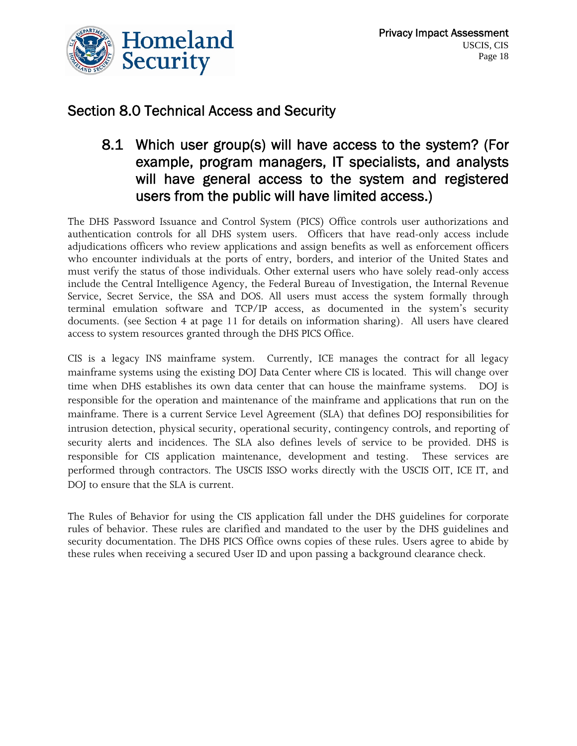## Section 8.0 Technical Access and Security

### 8.1 Which user group(s) will have access to the system? (For example, program managers, IT specialists, and analysts will have general access to the system and registered users from the public will have limited access.)

The DHS Password Issuance and Control System (PICS) Office controls user authorizations and authentication controls for all DHS system users. Officers that have read-only access include adjudications officers who review applications and assign benefits as well as enforcement officers who encounter individuals at the ports of entry, borders, and interior of the United States and must verify the status of those individuals. Other external users who have solely read-only access include the Central Intelligence Agency, the Federal Bureau of Investigation, the Internal Revenue Service, Secret Service, the SSA and DOS. All users must access the system formally through terminal emulation software and TCP/IP access, as documented in the system's security documents. (see Section 4 at page 11 for details on information sharing). All users have cleared access to system resources granted through the DHS PICS Office.

CIS is a legacy INS mainframe system. Currently, ICE manages the contract for all legacy mainframe systems using the existing DOJ Data Center where CIS is located. This will change over time when DHS establishes its own data center that can house the mainframe systems. DOJ is responsible for the operation and maintenance of the mainframe and applications that run on the mainframe. There is a current Service Level Agreement (SLA) that defines DOJ responsibilities for intrusion detection, physical security, operational security, contingency controls, and reporting of security alerts and incidences. The SLA also defines levels of service to be provided. DHS is responsible for CIS application maintenance, development and testing. These services are performed through contractors. The USCIS ISSO works directly with the USCIS OIT, ICE IT, and DOJ to ensure that the SLA is current.

The Rules of Behavior for using the CIS application fall under the DHS guidelines for corporate rules of behavior. These rules are clarified and mandated to the user by the DHS guidelines and security documentation. The DHS PICS Office owns copies of these rules. Users agree to abide by these rules when receiving a secured User ID and upon passing a background clearance check.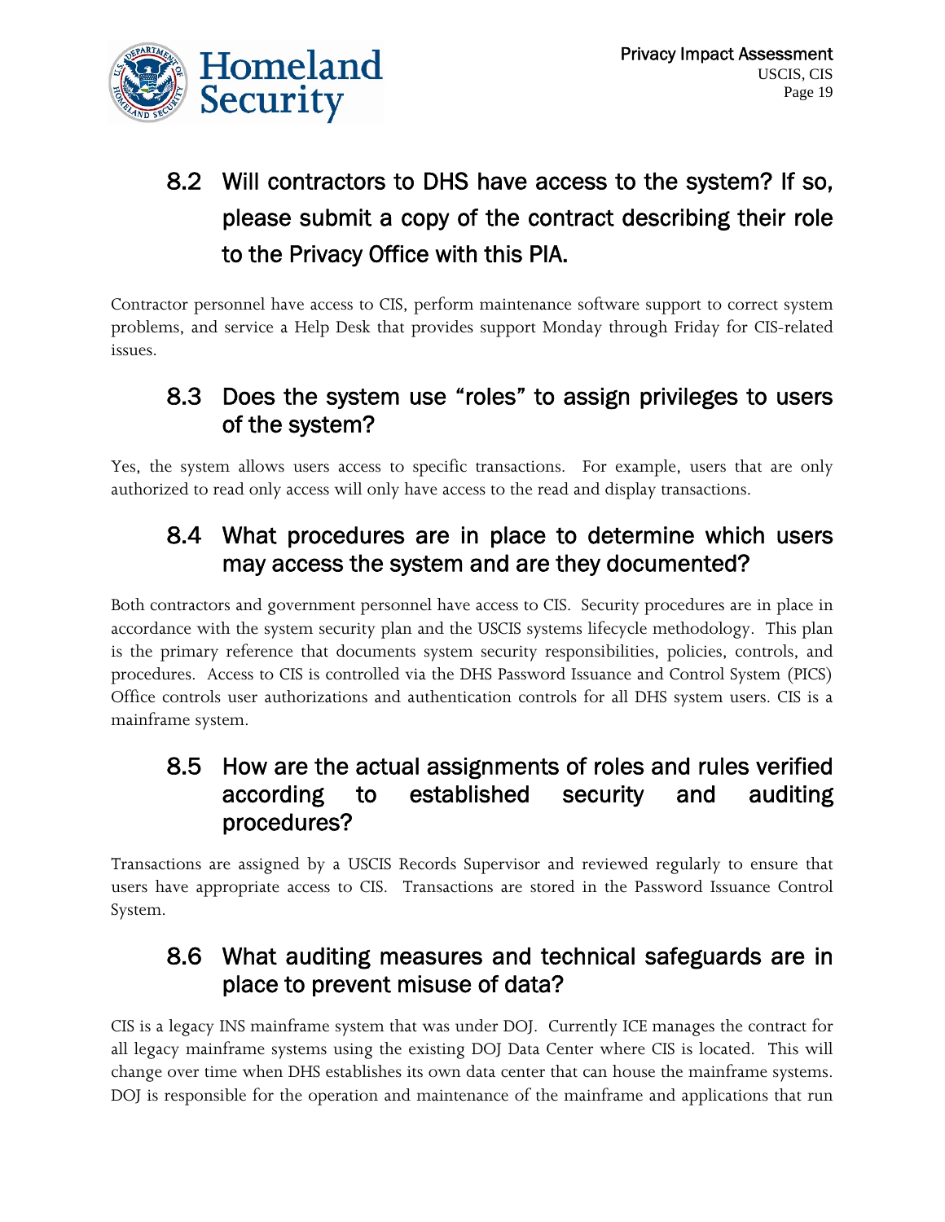## 8.2 Will contractors to DHS have access to the system? If so, please submit a copy of the contract describing their role to the Privacy Office with this PIA.

Contractor personnel have access to CIS, perform maintenance software support to correct system problems, and service a Help Desk that provides support Monday through Friday for CIS-related issues.

## 8.3 Does the system use "roles" to assign privileges to users of the system?

Yes, the system allows users access to specific transactions. For example, users that are only authorized to read only access will only have access to the read and display transactions.

## 8.4 What procedures are in place to determine which users may access the system and are they documented?

Both contractors and government personnel have access to CIS. Security procedures are in place in accordance with the system security plan and the USCIS systems lifecycle methodology. This plan is the primary reference that documents system security responsibilities, policies, controls, and procedures. Access to CIS is controlled via the DHS Password Issuance and Control System (PICS) Office controls user authorizations and authentication controls for all DHS system users. CIS is a mainframe system.

## 8.5 How are the actual assignments of roles and rules verified according to established security and auditing procedures?

Transactions are assigned by a USCIS Records Supervisor and reviewed regularly to ensure that users have appropriate access to CIS. Transactions are stored in the Password Issuance Control System.

## 8.6 What auditing measures and technical safeguards are in place to prevent misuse of data?

CIS is a legacy INS mainframe system that was under DOJ. Currently ICE manages the contract for all legacy mainframe systems using the existing DOJ Data Center where CIS is located. This will change over time when DHS establishes its own data center that can house the mainframe systems. DOJ is responsible for the operation and maintenance of the mainframe and applications that run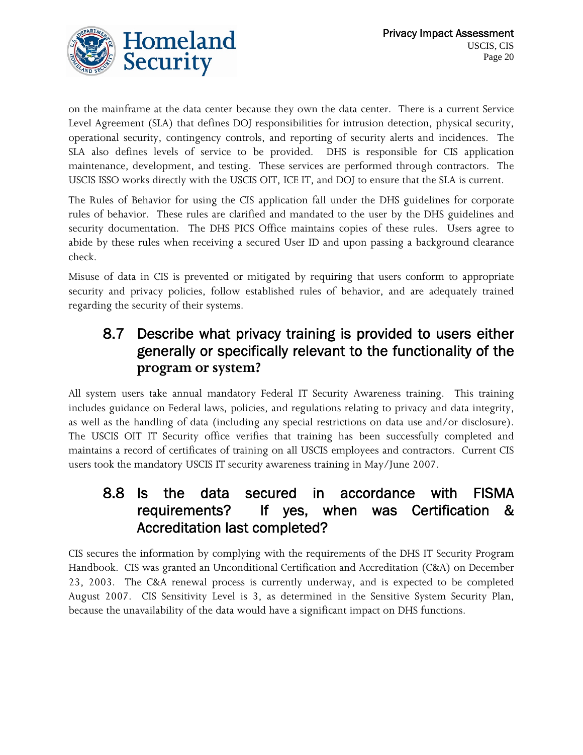on the mainframe at the data center because they own the data center. There is a current Service Level Agreement (SLA) that defines DOJ responsibilities for intrusion detection, physical security, operational security, contingency controls, and reporting of security alerts and incidences. The SLA also defines levels of service to be provided. DHS is responsible for CIS application maintenance, development, and testing. These services are performed through contractors. The USCIS ISSO works directly with the USCIS OIT, ICE IT, and DOJ to ensure that the SLA is current.

The Rules of Behavior for using the CIS application fall under the DHS guidelines for corporate rules of behavior. These rules are clarified and mandated to the user by the DHS guidelines and security documentation. The DHS PICS Office maintains copies of these rules. Users agree to abide by these rules when receiving a secured User ID and upon passing a background clearance check.

Misuse of data in CIS is prevented or mitigated by requiring that users conform to appropriate security and privacy policies, follow established rules of behavior, and are adequately trained regarding the security of their systems.

## 8.7 Describe what privacy training is provided to users either generally or specifically relevant to the functionality of the program or system?

All system users take annual mandatory Federal IT Security Awareness training. This training includes guidance on Federal laws, policies, and regulations relating to privacy and data integrity, as well as the handling of data (including any special restrictions on data use and/or disclosure). The USCIS OIT IT Security office verifies that training has been successfully completed and maintains a record of certificates of training on all USCIS employees and contractors. Current CIS users took the mandatory USCIS IT security awareness training in May/June 2007.

## 8.8 Is the data secured in accordance with FISMA requirements? If yes, when was Certification & Accreditation last completed?

CIS secures the information by complying with the requirements of the DHS IT Security Program Handbook. CIS was granted an Unconditional Certification and Accreditation (C&A) on December 23, 2003. The C&A renewal process is currently underway, and is expected to be completed August 2007. CIS Sensitivity Level is 3, as determined in the Sensitive System Security Plan, because the unavailability of the data would have a significant impact on DHS functions.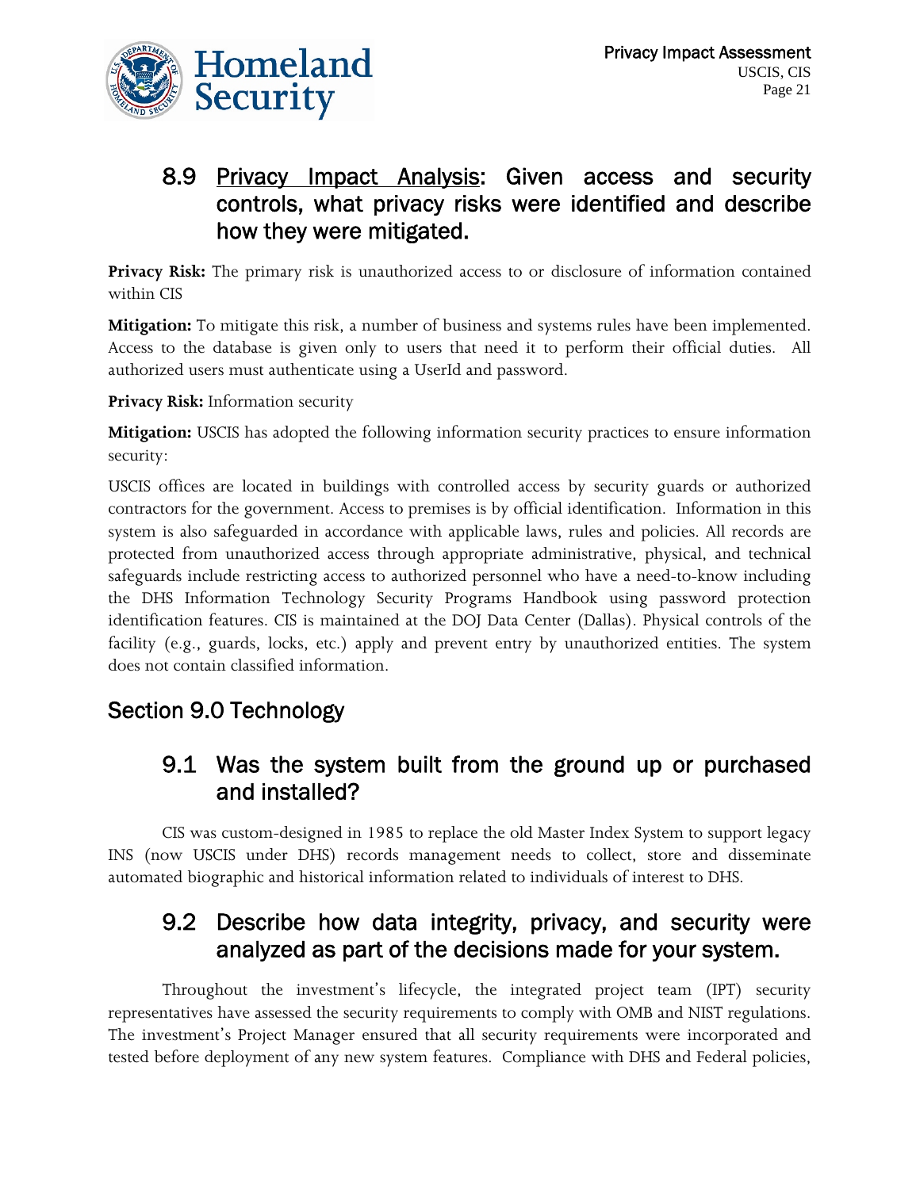### 8.9 <u>Privacy Impact Analysis</u>: Given access and security controls, what privacy risks were identified and describe how they were mitigated.

**Privacy Risk:** The primary risk is unauthorized access to or disclosure of information contained within CIS

**Mitigation:** To mitigate this risk, a number of business and systems rules have been implemented. Access to the database is given only to users that need it to perform their official duties. All authorized users must authenticate using a UserId and password.

**Privacy Risk:** Information security

**Mitigation:** USCIS has adopted the following information security practices to ensure information security:

USCIS offices are located in buildings with controlled access by security guards or authorized contractors for the government. Access to premises is by official identification. Information in this system is also safeguarded in accordance with applicable laws, rules and policies. All records are protected from unauthorized access through appropriate administrative, physical, and technical safeguards include restricting access to authorized personnel who have a need-to-know including the DHS Information Technology Security Programs Handbook using password protection identification features. CIS is maintained at the DOJ Data Center (Dallas). Physical controls of the facility (e.g., guards, locks, etc.) apply and prevent entry by unauthorized entities. The system does not contain classified information.

## Section 9.0 Technology

### 9.1 Was the system built from the ground up or purchased and installed?

CIS was custom-designed in 1985 to replace the old Master Index System to support legacy INS (now USCIS under DHS) records management needs to collect, store and disseminate automated biographic and historical information related to individuals of interest to DHS.

### 9.2 Describe how data integrity, privacy, and security were analyzed as part of the decisions made for your system.

Throughout the investment's lifecycle, the integrated project team (IPT) security representatives have assessed the security requirements to comply with OMB and NIST regulations. The investment's Project Manager ensured that all security requirements were incorporated and tested before deployment of any new system features. Compliance with DHS and Federal policies,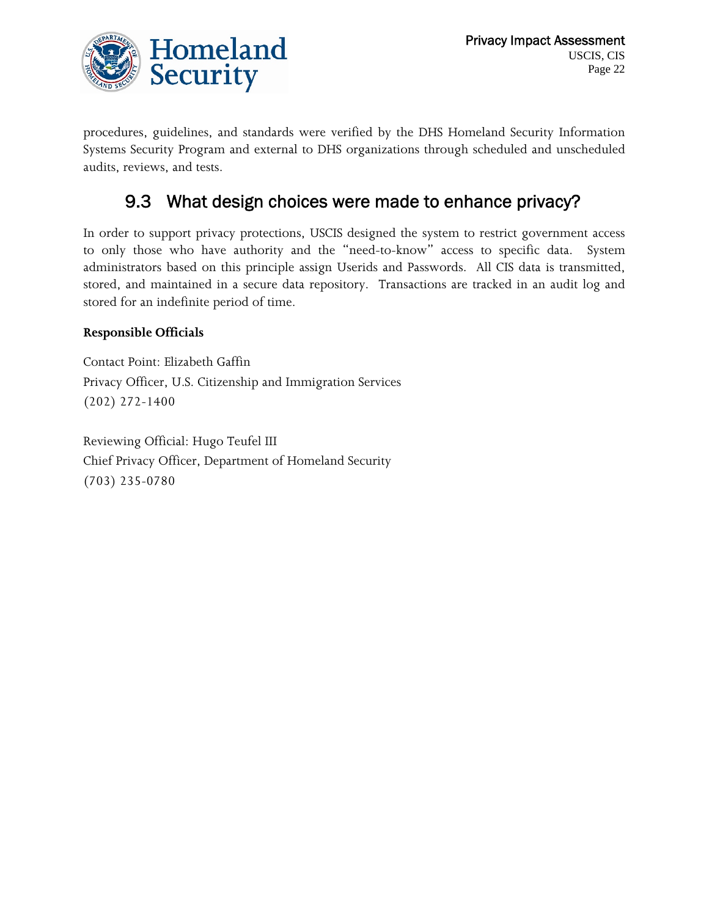procedures, guidelines, and standards were verified by the DHS Homeland Security Information Systems Security Program and external to DHS organizations through scheduled and unscheduled audits, reviews, and tests.

## 9.3 What design choices were made to enhance privacy?

In order to support privacy protections, USCIS designed the system to restrict government access to only those who have authority and the "need-to-know" access to specific data. System administrators based on this principle assign Userids and Passwords. All CIS data is transmitted, stored, and maintained in a secure data repository. Transactions are tracked in an audit log and stored for an indefinite period of time.

**Responsible Officials**

Contact Point: Elizabeth Gaffin
Privacy Officer, U.S. Citizenship and Immigration Services
(202) 272-1400

Reviewing Official: Hugo Teufel III
Chief Privacy Officer, Department of Homeland Security
(703) 235-0780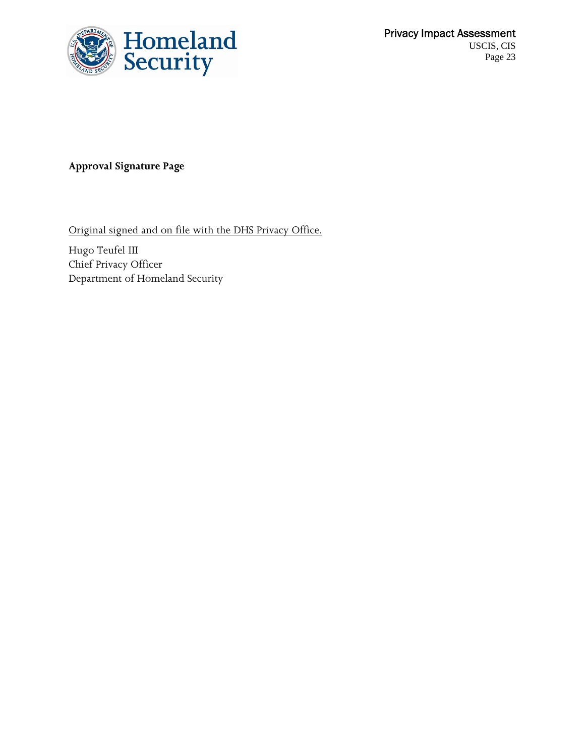**Approval Signature Page**

<u>Original signed and on file with the DHS Privacy Office.</u>

Hugo Teufel III
Chief Privacy Officer
Department of Homeland Security